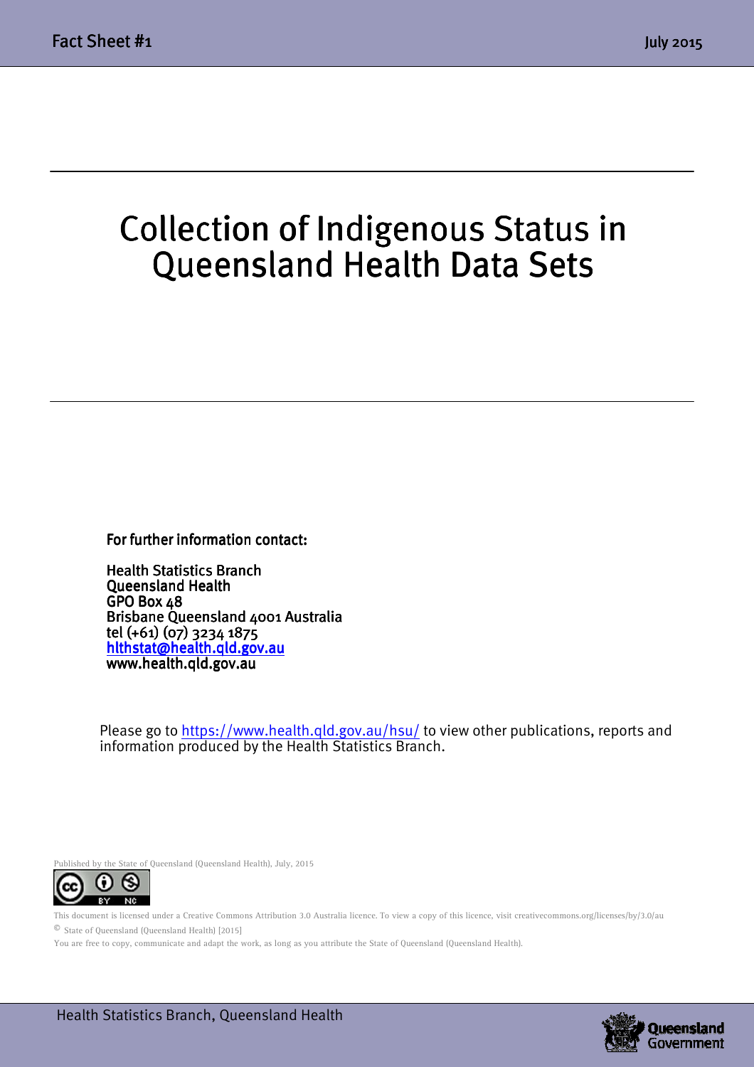# Collection of Indigenous Status in Queensland Health Data Sets

**For further information contact:**

**Health Statistics Branch**
**Queensland Health**
**GPO Box 48**
**Brisbane Queensland 4001 Australia**
**tel (+61) (07) 3234 1875**
**hlthstat@health.qld.gov.au**
**www.health.qld.gov.au**

Please go to https://www.health.qld.gov.au/hsu/ to view other publications, reports and information produced by the Health Statistics Branch.

Published by the State of Queensland (Queensland Health), July, 2015

This document is licensed under a Creative Commons Attribution 3.0 Australia licence. To view a copy of this licence, visit creativecommons.org/licenses/by/3.0/au

© State of Queensland (Queensland Health) [2015]

You are free to copy, communicate and adapt the work, as long as you attribute the State of Queensland (Queensland Health).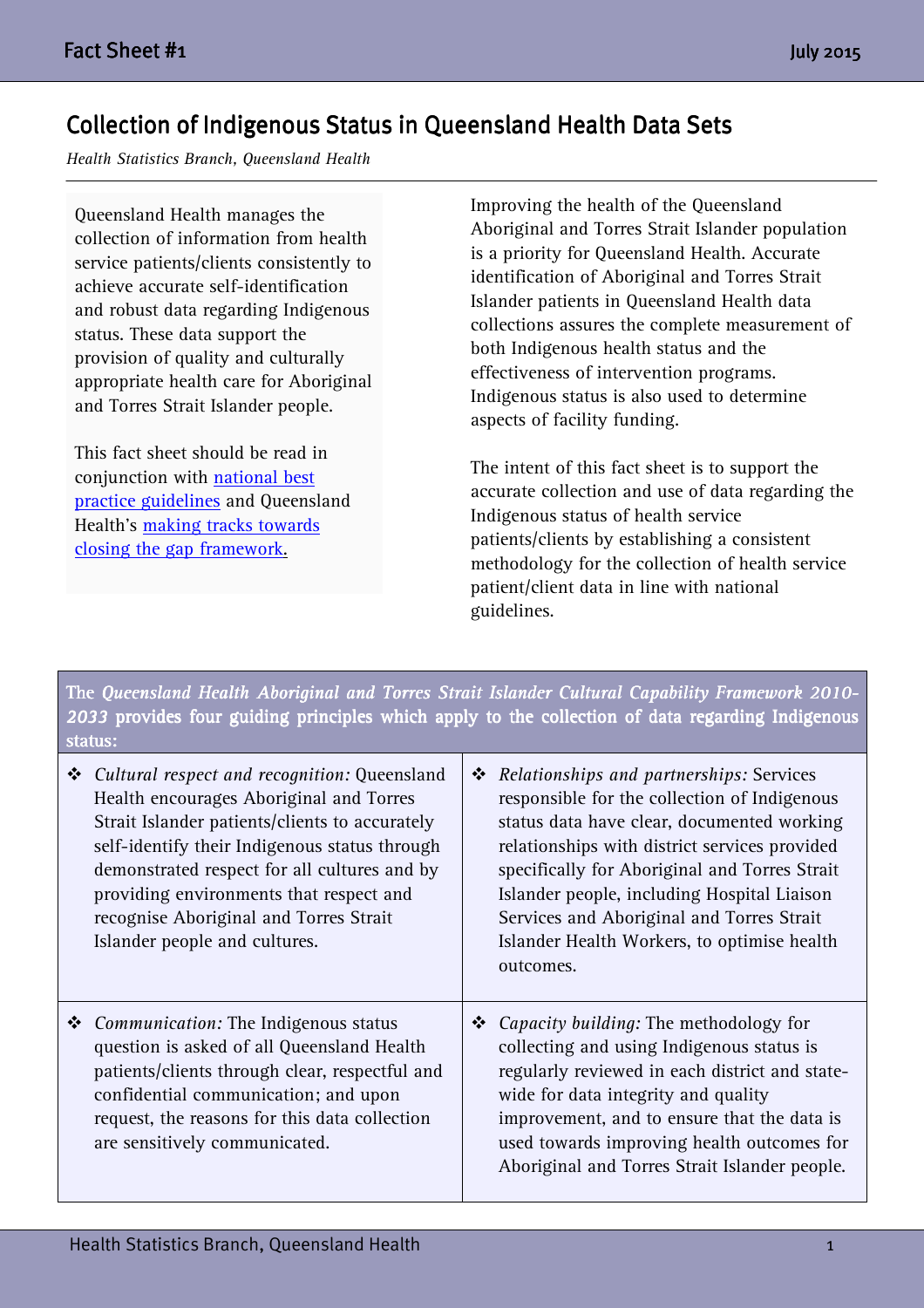# Collection of Indigenous Status in Queensland Health Data Sets

*Health Statistics Branch, Queensland Health*

Queensland Health manages the collection of information from health service patients/clients consistently to achieve accurate self-identification and robust data regarding Indigenous status. These data support the provision of quality and culturally appropriate health care for Aboriginal and Torres Strait Islander people.

This fact sheet should be read in conjunction with national best practice guidelines and Queensland Health's making tracks towards closing the gap framework.

Improving the health of the Queensland Aboriginal and Torres Strait Islander population is a priority for Queensland Health. Accurate identification of Aboriginal and Torres Strait Islander patients in Queensland Health data collections assures the complete measurement of both Indigenous health status and the effectiveness of intervention programs. Indigenous status is also used to determine aspects of facility funding.

The intent of this fact sheet is to support the accurate collection and use of data regarding the Indigenous status of health service patients/clients by establishing a consistent methodology for the collection of health service patient/client data in line with national guidelines.

The *Queensland Health Aboriginal and Torres Strait Islander Cultural Capability Framework 2010-2033* provides four guiding principles which apply to the collection of data regarding Indigenous status:

- *Cultural respect and recognition:* Queensland Health encourages Aboriginal and Torres Strait Islander patients/clients to accurately self-identify their Indigenous status through demonstrated respect for all cultures and by providing environments that respect and recognise Aboriginal and Torres Strait Islander people and cultures.
- *Relationships and partnerships:* Services responsible for the collection of Indigenous status data have clear, documented working relationships with district services provided specifically for Aboriginal and Torres Strait Islander people, including Hospital Liaison Services and Aboriginal and Torres Strait Islander Health Workers, to optimise health outcomes.
- *Communication:* The Indigenous status question is asked of all Queensland Health patients/clients through clear, respectful and confidential communication; and upon request, the reasons for this data collection are sensitively communicated.
- *Capacity building:* The methodology for collecting and using Indigenous status is regularly reviewed in each district and state-wide for data integrity and quality improvement, and to ensure that the data is used towards improving health outcomes for Aboriginal and Torres Strait Islander people.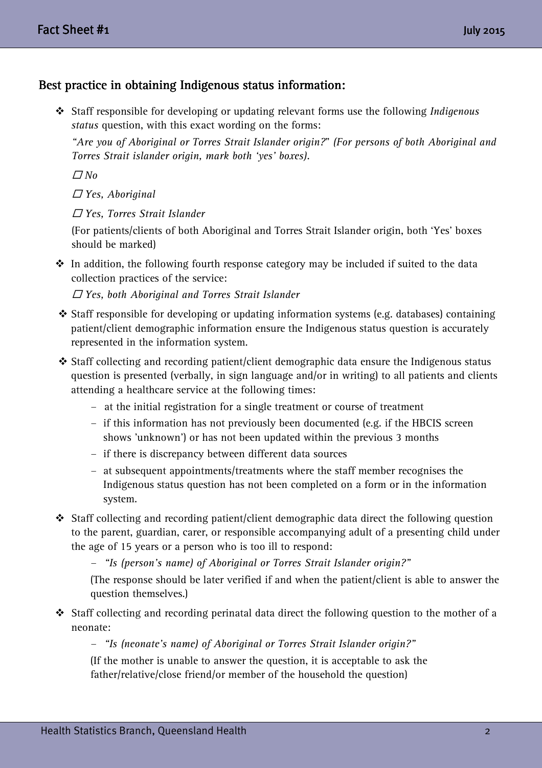## Best practice in obtaining Indigenous status information:

- Staff responsible for developing or updating relevant forms use the following *Indigenous status* question, with this exact wording on the forms:

  *"Are you of Aboriginal or Torres Strait Islander origin?" (For persons of both Aboriginal and Torres Strait islander origin, mark both 'yes' boxes).*

  ☐ *No*

  ☐ *Yes, Aboriginal*

  ☐ *Yes, Torres Strait Islander*

  (For patients/clients of both Aboriginal and Torres Strait Islander origin, both 'Yes' boxes should be marked)

- In addition, the following fourth response category may be included if suited to the data collection practices of the service:

  ☐ *Yes, both Aboriginal and Torres Strait Islander*

- Staff responsible for developing or updating information systems (e.g. databases) containing patient/client demographic information ensure the Indigenous status question is accurately represented in the information system.

- Staff collecting and recording patient/client demographic data ensure the Indigenous status question is presented (verbally, in sign language and/or in writing) to all patients and clients attending a healthcare service at the following times:
  - at the initial registration for a single treatment or course of treatment
  - if this information has not previously been documented (e.g. if the HBCIS screen shows 'unknown') or has not been updated within the previous 3 months
  - if there is discrepancy between different data sources
  - at subsequent appointments/treatments where the staff member recognises the Indigenous status question has not been completed on a form or in the information system.

- Staff collecting and recording patient/client demographic data direct the following question to the parent, guardian, carer, or responsible accompanying adult of a presenting child under the age of 15 years or a person who is too ill to respond:
  - *"Is (person's name) of Aboriginal or Torres Strait Islander origin?"*

  (The response should be later verified if and when the patient/client is able to answer the question themselves.)

- Staff collecting and recording perinatal data direct the following question to the mother of a neonate:
  - *"Is (neonate's name) of Aboriginal or Torres Strait Islander origin?"*

  (If the mother is unable to answer the question, it is acceptable to ask the father/relative/close friend/or member of the household the question)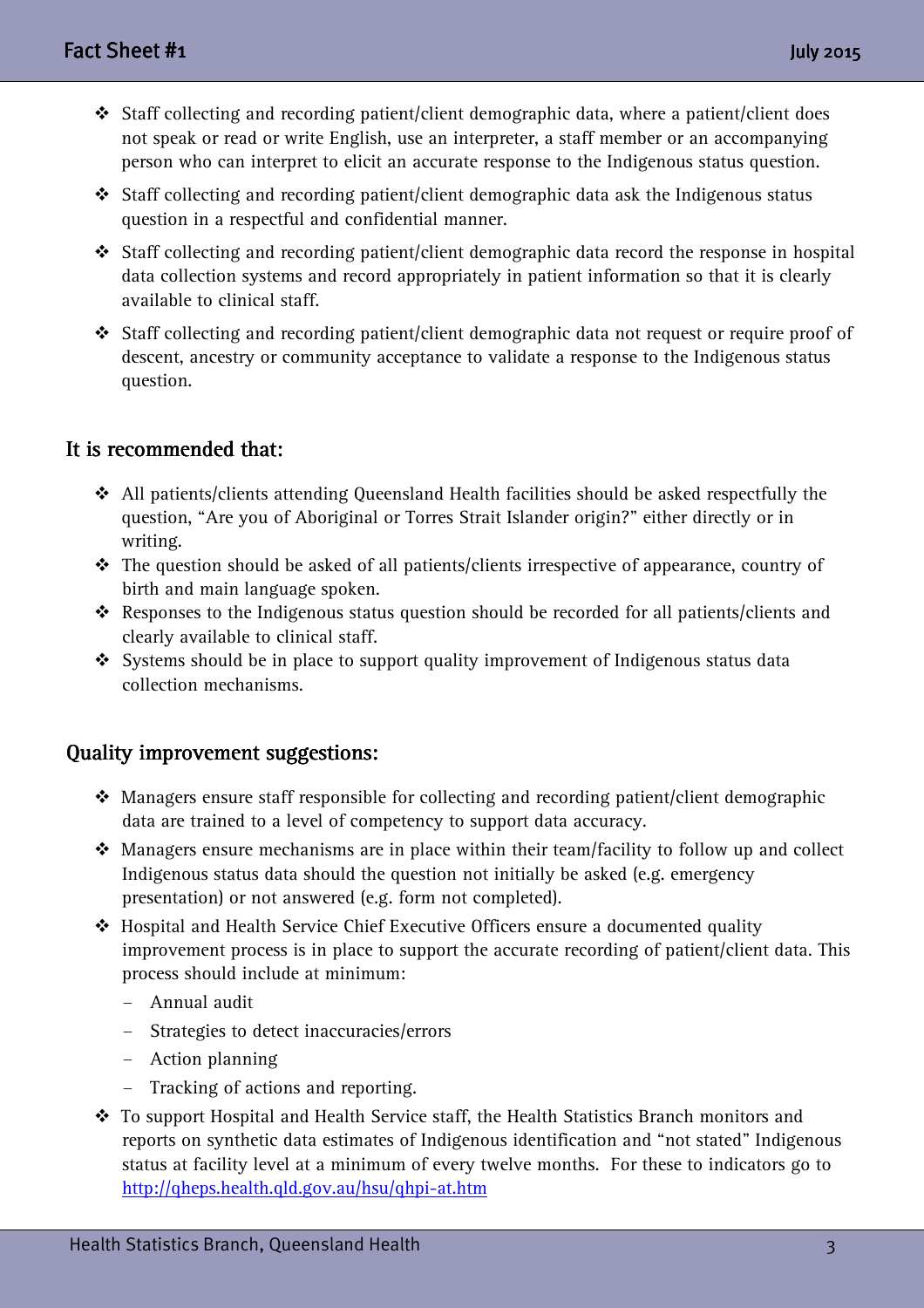- Staff collecting and recording patient/client demographic data, where a patient/client does not speak or read or write English, use an interpreter, a staff member or an accompanying person who can interpret to elicit an accurate response to the Indigenous status question.
- Staff collecting and recording patient/client demographic data ask the Indigenous status question in a respectful and confidential manner.
- Staff collecting and recording patient/client demographic data record the response in hospital data collection systems and record appropriately in patient information so that it is clearly available to clinical staff.
- Staff collecting and recording patient/client demographic data not request or require proof of descent, ancestry or community acceptance to validate a response to the Indigenous status question.

## It is recommended that:

- All patients/clients attending Queensland Health facilities should be asked respectfully the question, "Are you of Aboriginal or Torres Strait Islander origin?" either directly or in writing.
- The question should be asked of all patients/clients irrespective of appearance, country of birth and main language spoken.
- Responses to the Indigenous status question should be recorded for all patients/clients and clearly available to clinical staff.
- Systems should be in place to support quality improvement of Indigenous status data collection mechanisms.

## Quality improvement suggestions:

- Managers ensure staff responsible for collecting and recording patient/client demographic data are trained to a level of competency to support data accuracy.
- Managers ensure mechanisms are in place within their team/facility to follow up and collect Indigenous status data should the question not initially be asked (e.g. emergency presentation) or not answered (e.g. form not completed).
- Hospital and Health Service Chief Executive Officers ensure a documented quality improvement process is in place to support the accurate recording of patient/client data. This process should include at minimum:
  - Annual audit
  - Strategies to detect inaccuracies/errors
  - Action planning
  - Tracking of actions and reporting.
- To support Hospital and Health Service staff, the Health Statistics Branch monitors and reports on synthetic data estimates of Indigenous identification and "not stated" Indigenous status at facility level at a minimum of every twelve months. For these to indicators go to http://qheps.health.qld.gov.au/hsu/qhpi-at.htm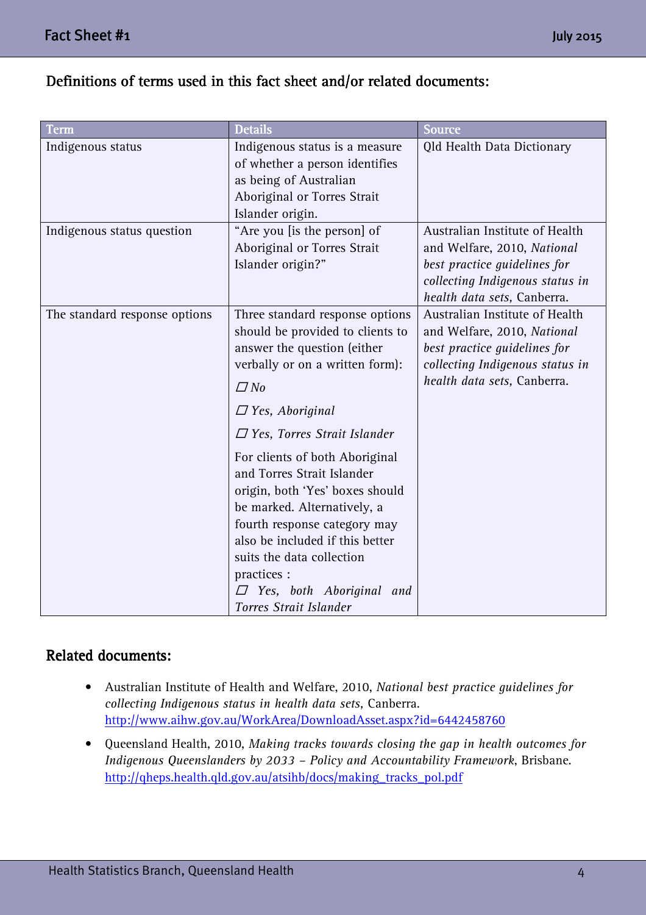### Definitions of terms used in this fact sheet and/or related documents:

| Term | Details | Source |
|---|---|---|
| Indigenous status | Indigenous status is a measure of whether a person identifies as being of Australian Aboriginal or Torres Strait Islander origin. | Qld Health Data Dictionary |
| Indigenous status question | "Are you [is the person] of Aboriginal or Torres Strait Islander origin?" | Australian Institute of Health and Welfare, 2010, *National best practice guidelines for collecting Indigenous status in health data sets*, Canberra. |
| The standard response options | Three standard response options should be provided to clients to answer the question (either verbally or on a written form): <br> ☐ *No* <br> ☐ *Yes, Aboriginal* <br> ☐ *Yes, Torres Strait Islander* <br> For clients of both Aboriginal and Torres Strait Islander origin, both 'Yes' boxes should be marked. Alternatively, a fourth response category may also be included if this better suits the data collection practices : <br> ☐ *Yes, both Aboriginal and Torres Strait Islander* | Australian Institute of Health and Welfare, 2010, *National best practice guidelines for collecting Indigenous status in health data sets*, Canberra. |

### Related documents:

- Australian Institute of Health and Welfare, 2010, *National best practice guidelines for collecting Indigenous status in health data sets*, Canberra. http://www.aihw.gov.au/WorkArea/DownloadAsset.aspx?id=6442458760
- Queensland Health, 2010, *Making tracks towards closing the gap in health outcomes for Indigenous Queenslanders by 2033 – Policy and Accountability Framework*, Brisbane. http://qheps.health.qld.gov.au/atsihb/docs/making_tracks_pol.pdf